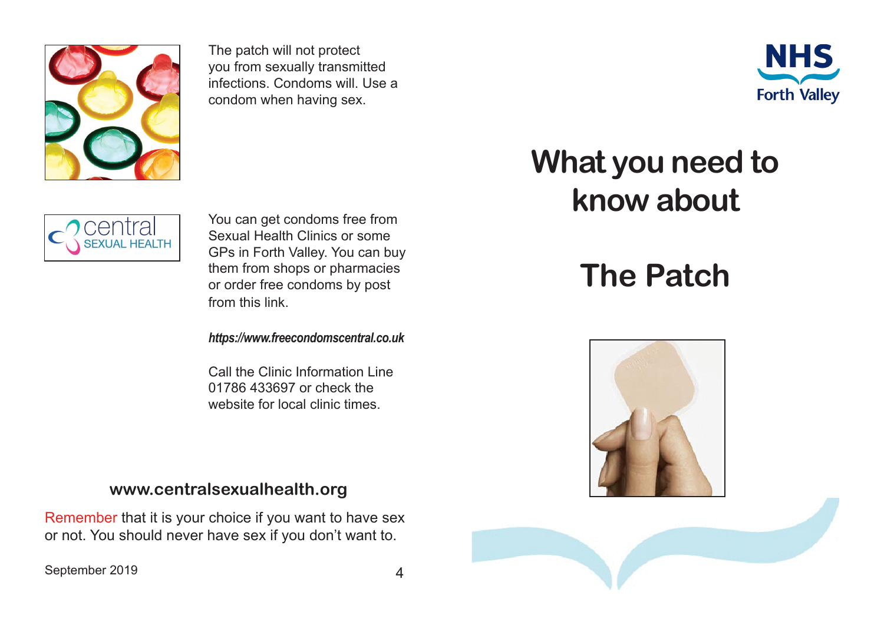The patch will not protect you from sexually transmitted infections. Condoms will. Use a condom when having sex.

You can get condoms free from Sexual Health Clinics or some GPs in Forth Valley. You can buy them from shops or pharmacies or order free condoms by post from this link.

***https://www.freecondomscentral.co.uk***

Call the Clinic Information Line 01786 433697 or check the website for local clinic times.

**www.centralsexualhealth.org**

Remember that it is your choice if you want to have sex or not. You should never have sex if you don't want to.

September 2019

NHS Forth Valley

# What you need to know about

# The Patch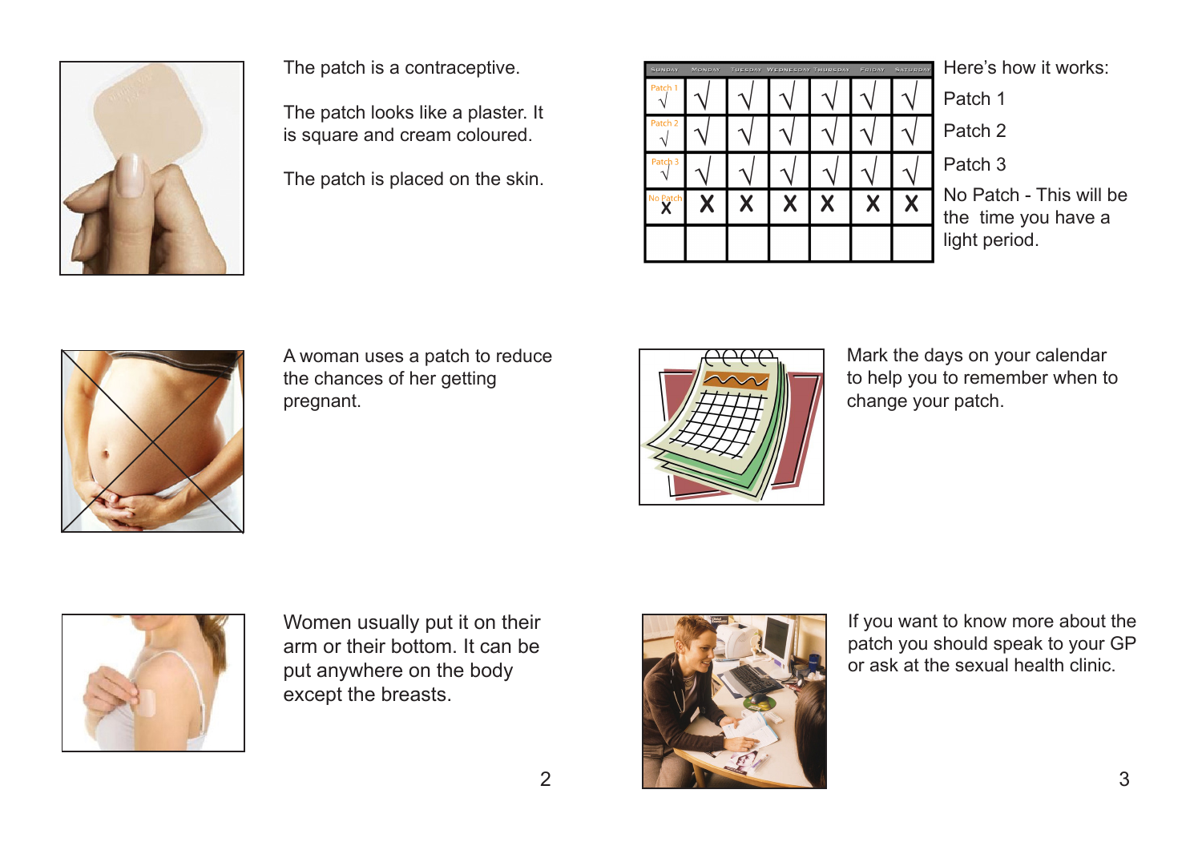The patch is a contraceptive.

The patch looks like a plaster. It is square and cream coloured.

The patch is placed on the skin.

A woman uses a patch to reduce the chances of her getting pregnant.

Women usually put it on their arm or their bottom. It can be put anywhere on the body except the breasts.

| SUNDAY | MONDAY | TUESDAY | WEDNESDAY | THURSDAY | FRIDAY | SATURDAY |
|---|---|---|---|---|---|---|
| Patch 1 √ | √ | √ | √ | √ | √ | √ |
| Patch 2 √ | √ | √ | √ | √ | √ | √ |
| Patch 3 √ | √ | √ | √ | √ | √ | √ |
| No Patch X | X | X | X | X | X | X |
| | | | | | | |

Here's how it works:

Patch 1

Patch 2

Patch 3

No Patch - This will be the time you have a light period.

Mark the days on your calendar to help you to remember when to change your patch.

If you want to know more about the patch you should speak to your GP or ask at the sexual health clinic.